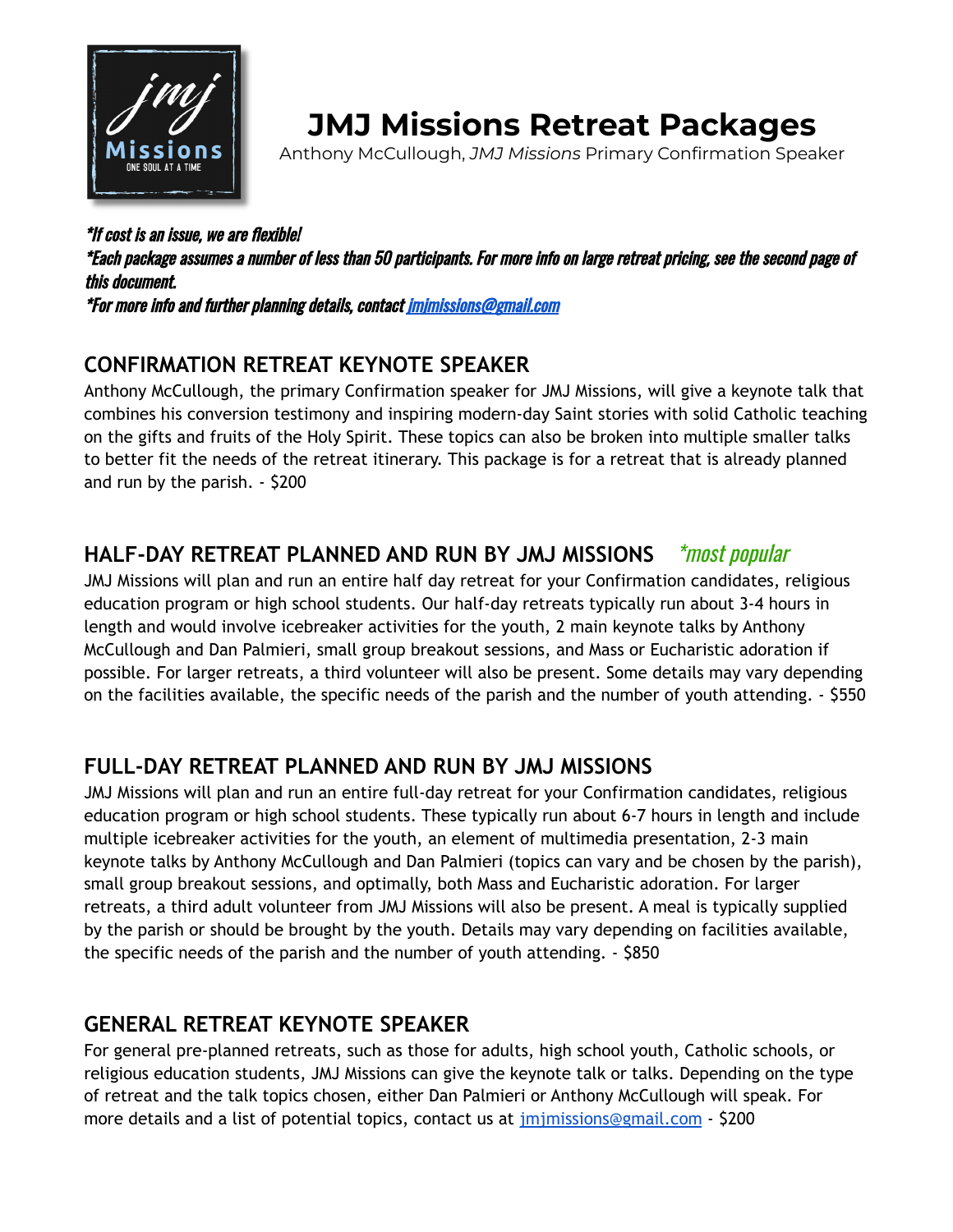# JMJ Missions Retreat Packages

Anthony McCullough, *JMJ Missions* Primary Confirmation Speaker

***If cost is an issue, we are flexible!***
***Each package assumes a number of less than 50 participants. For more info on large retreat pricing, see the second page of this document.***
***For more info and further planning details, contact [jmjmissions@gmail.com](mailto:jmjmissions@gmail.com)***

## CONFIRMATION RETREAT KEYNOTE SPEAKER

Anthony McCullough, the primary Confirmation speaker for JMJ Missions, will give a keynote talk that combines his conversion testimony and inspiring modern-day Saint stories with solid Catholic teaching on the gifts and fruits of the Holy Spirit. These topics can also be broken into multiple smaller talks to better fit the needs of the retreat itinerary. This package is for a retreat that is already planned and run by the parish. - $200

## HALF-DAY RETREAT PLANNED AND RUN BY JMJ MISSIONS *\*most popular*

JMJ Missions will plan and run an entire half day retreat for your Confirmation candidates, religious education program or high school students. Our half-day retreats typically run about 3-4 hours in length and would involve icebreaker activities for the youth, 2 main keynote talks by Anthony McCullough and Dan Palmieri, small group breakout sessions, and Mass or Eucharistic adoration if possible. For larger retreats, a third volunteer will also be present. Some details may vary depending on the facilities available, the specific needs of the parish and the number of youth attending. - $550

## FULL-DAY RETREAT PLANNED AND RUN BY JMJ MISSIONS

JMJ Missions will plan and run an entire full-day retreat for your Confirmation candidates, religious education program or high school students. These typically run about 6-7 hours in length and include multiple icebreaker activities for the youth, an element of multimedia presentation, 2-3 main keynote talks by Anthony McCullough and Dan Palmieri (topics can vary and be chosen by the parish), small group breakout sessions, and optimally, both Mass and Eucharistic adoration. For larger retreats, a third adult volunteer from JMJ Missions will also be present. A meal is typically supplied by the parish or should be brought by the youth. Details may vary depending on facilities available, the specific needs of the parish and the number of youth attending. - $850

## GENERAL RETREAT KEYNOTE SPEAKER

For general pre-planned retreats, such as those for adults, high school youth, Catholic schools, or religious education students, JMJ Missions can give the keynote talk or talks. Depending on the type of retreat and the talk topics chosen, either Dan Palmieri or Anthony McCullough will speak. For more details and a list of potential topics, contact us at [jmjmissions@gmail.com](mailto:jmjmissions@gmail.com) - $200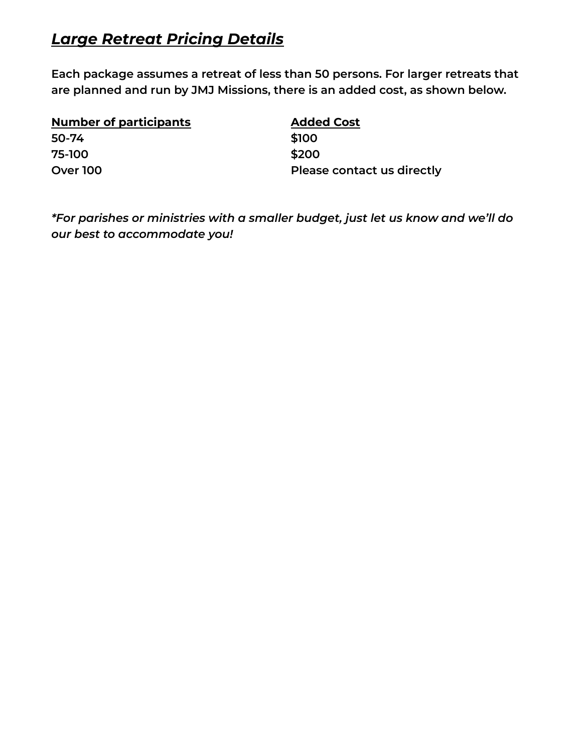## ***Large Retreat Pricing Details***

**Each package assumes a retreat of less than 50 persons. For larger retreats that are planned and run by JMJ Missions, there is an added cost, as shown below.**

| **Number of participants** | **Added Cost** |
| --- | --- |
| **50-74** | **$100** |
| **75-100** | **$200** |
| **Over 100** | **Please contact us directly** |

***\*For parishes or ministries with a smaller budget, just let us know and we'll do our best to accommodate you!***